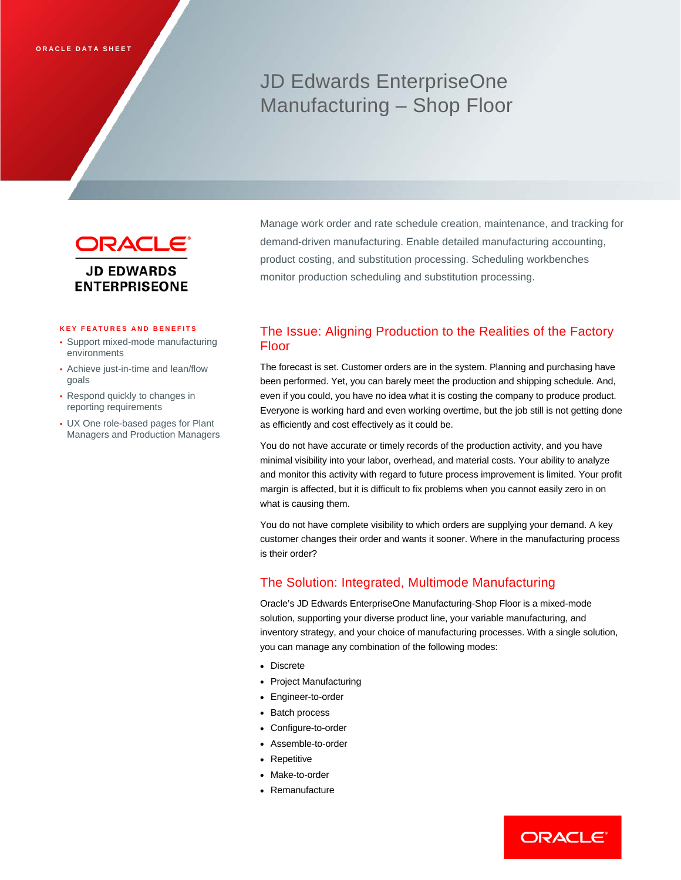ORACLE DATA SHEET

# JD Edwards EnterpriseOne Manufacturing – Shop Floor

ORACLE
JD EDWARDS ENTERPRISEONE

Manage work order and rate schedule creation, maintenance, and tracking for demand-driven manufacturing. Enable detailed manufacturing accounting, product costing, and substitution processing. Scheduling workbenches monitor production scheduling and substitution processing.

**KEY FEATURES AND BENEFITS**

- Support mixed-mode manufacturing environments
- Achieve just-in-time and lean/flow goals
- Respond quickly to changes in reporting requirements
- UX One role-based pages for Plant Managers and Production Managers

## The Issue: Aligning Production to the Realities of the Factory Floor

The forecast is set. Customer orders are in the system. Planning and purchasing have been performed. Yet, you can barely meet the production and shipping schedule. And, even if you could, you have no idea what it is costing the company to produce product. Everyone is working hard and even working overtime, but the job still is not getting done as efficiently and cost effectively as it could be.

You do not have accurate or timely records of the production activity, and you have minimal visibility into your labor, overhead, and material costs. Your ability to analyze and monitor this activity with regard to future process improvement is limited. Your profit margin is affected, but it is difficult to fix problems when you cannot easily zero in on what is causing them.

You do not have complete visibility to which orders are supplying your demand. A key customer changes their order and wants it sooner. Where in the manufacturing process is their order?

## The Solution: Integrated, Multimode Manufacturing

Oracle's JD Edwards EnterpriseOne Manufacturing-Shop Floor is a mixed-mode solution, supporting your diverse product line, your variable manufacturing, and inventory strategy, and your choice of manufacturing processes. With a single solution, you can manage any combination of the following modes:

- Discrete
- Project Manufacturing
- Engineer-to-order
- Batch process
- Configure-to-order
- Assemble-to-order
- Repetitive
- Make-to-order
- Remanufacture

ORACLE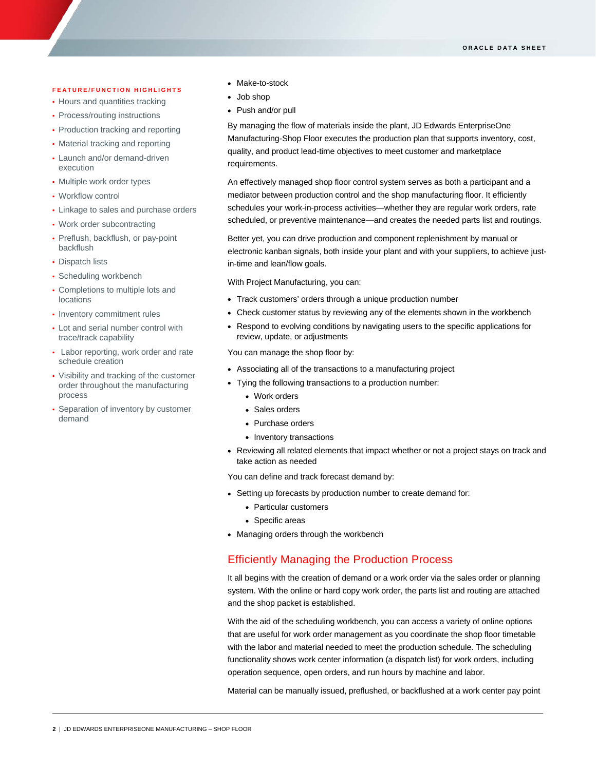## FEATURE/FUNCTION HIGHLIGHTS

- Hours and quantities tracking
- Process/routing instructions
- Production tracking and reporting
- Material tracking and reporting
- Launch and/or demand-driven execution
- Multiple work order types
- Workflow control
- Linkage to sales and purchase orders
- Work order subcontracting
- Preflush, backflush, or pay-point backflush
- Dispatch lists
- Scheduling workbench
- Completions to multiple lots and locations
- Inventory commitment rules
- Lot and serial number control with trace/track capability
- Labor reporting, work order and rate schedule creation
- Visibility and tracking of the customer order throughout the manufacturing process
- Separation of inventory by customer demand

- Make-to-stock
- Job shop
- Push and/or pull

By managing the flow of materials inside the plant, JD Edwards EnterpriseOne Manufacturing-Shop Floor executes the production plan that supports inventory, cost, quality, and product lead-time objectives to meet customer and marketplace requirements.

An effectively managed shop floor control system serves as both a participant and a mediator between production control and the shop manufacturing floor. It efficiently schedules your work-in-process activities—whether they are regular work orders, rate scheduled, or preventive maintenance—and creates the needed parts list and routings.

Better yet, you can drive production and component replenishment by manual or electronic kanban signals, both inside your plant and with your suppliers, to achieve just-in-time and lean/flow goals.

With Project Manufacturing, you can:

- Track customers' orders through a unique production number
- Check customer status by reviewing any of the elements shown in the workbench
- Respond to evolving conditions by navigating users to the specific applications for review, update, or adjustments

You can manage the shop floor by:

- Associating all of the transactions to a manufacturing project
- Tying the following transactions to a production number:
  - Work orders
  - Sales orders
  - Purchase orders
  - Inventory transactions
- Reviewing all related elements that impact whether or not a project stays on track and take action as needed

You can define and track forecast demand by:

- Setting up forecasts by production number to create demand for:
  - Particular customers
  - Specific areas
- Managing orders through the workbench

## Efficiently Managing the Production Process

It all begins with the creation of demand or a work order via the sales order or planning system. With the online or hard copy work order, the parts list and routing are attached and the shop packet is established.

With the aid of the scheduling workbench, you can access a variety of online options that are useful for work order management as you coordinate the shop floor timetable with the labor and material needed to meet the production schedule. The scheduling functionality shows work center information (a dispatch list) for work orders, including operation sequence, open orders, and run hours by machine and labor.

Material can be manually issued, preflushed, or backflushed at a work center pay point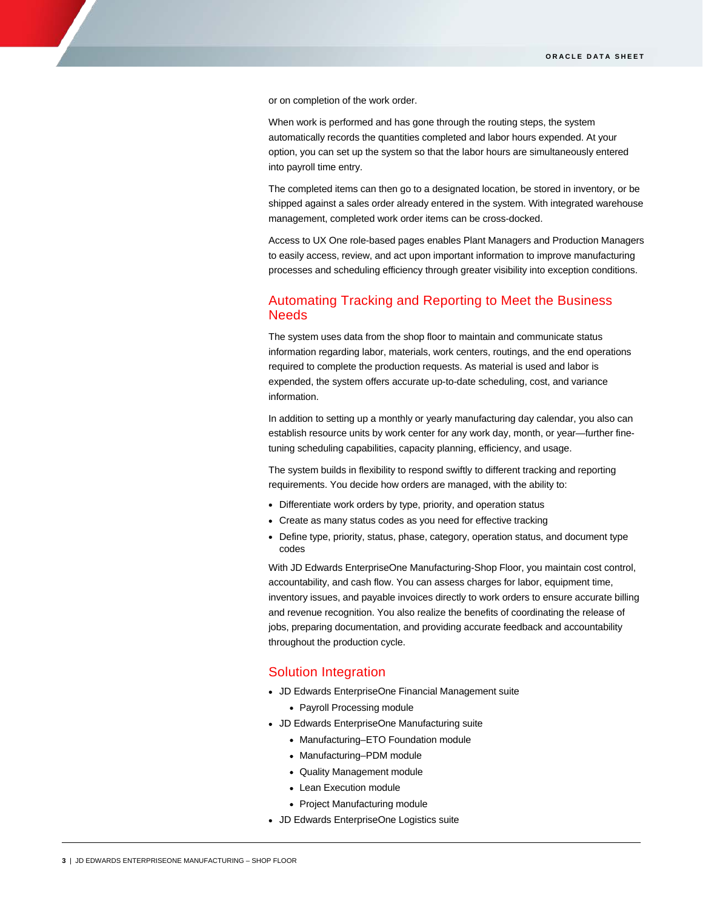or on completion of the work order.

When work is performed and has gone through the routing steps, the system automatically records the quantities completed and labor hours expended. At your option, you can set up the system so that the labor hours are simultaneously entered into payroll time entry.

The completed items can then go to a designated location, be stored in inventory, or be shipped against a sales order already entered in the system. With integrated warehouse management, completed work order items can be cross-docked.

Access to UX One role-based pages enables Plant Managers and Production Managers to easily access, review, and act upon important information to improve manufacturing processes and scheduling efficiency through greater visibility into exception conditions.

## Automating Tracking and Reporting to Meet the Business Needs

The system uses data from the shop floor to maintain and communicate status information regarding labor, materials, work centers, routings, and the end operations required to complete the production requests. As material is used and labor is expended, the system offers accurate up-to-date scheduling, cost, and variance information.

In addition to setting up a monthly or yearly manufacturing day calendar, you also can establish resource units by work center for any work day, month, or year—further fine-tuning scheduling capabilities, capacity planning, efficiency, and usage.

The system builds in flexibility to respond swiftly to different tracking and reporting requirements. You decide how orders are managed, with the ability to:

- Differentiate work orders by type, priority, and operation status
- Create as many status codes as you need for effective tracking
- Define type, priority, status, phase, category, operation status, and document type codes

With JD Edwards EnterpriseOne Manufacturing-Shop Floor, you maintain cost control, accountability, and cash flow. You can assess charges for labor, equipment time, inventory issues, and payable invoices directly to work orders to ensure accurate billing and revenue recognition. You also realize the benefits of coordinating the release of jobs, preparing documentation, and providing accurate feedback and accountability throughout the production cycle.

## Solution Integration

- JD Edwards EnterpriseOne Financial Management suite
  - Payroll Processing module
- JD Edwards EnterpriseOne Manufacturing suite
  - Manufacturing–ETO Foundation module
  - Manufacturing–PDM module
  - Quality Management module
  - Lean Execution module
  - Project Manufacturing module
- JD Edwards EnterpriseOne Logistics suite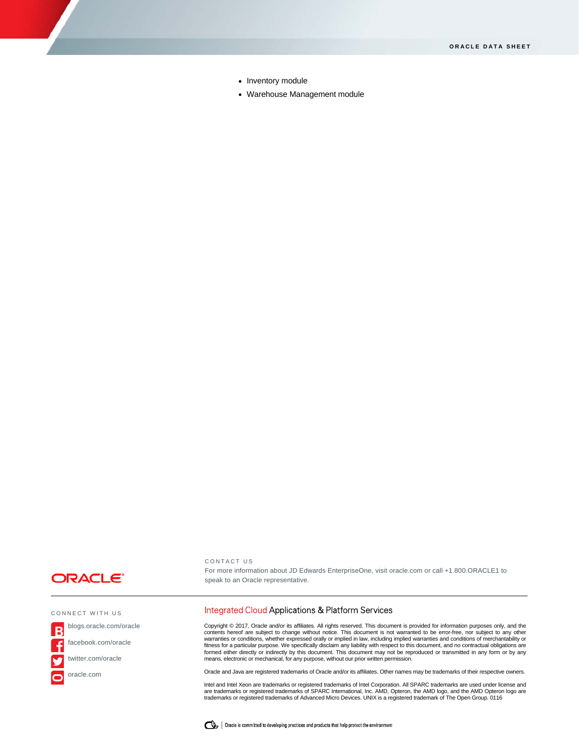- Inventory module
- Warehouse Management module

CONTACT US

For more information about JD Edwards EnterpriseOne, visit oracle.com or call +1.800.ORACLE1 to speak to an Oracle representative.

CONNECT WITH US

blogs.oracle.com/oracle

facebook.com/oracle

twitter.com/oracle

oracle.com

Integrated Cloud Applications & Platform Services

Copyright © 2017, Oracle and/or its affiliates. All rights reserved. This document is provided for information purposes only, and the contents hereof are subject to change without notice. This document is not warranted to be error-free, nor subject to any other warranties or conditions, whether expressed orally or implied in law, including implied warranties and conditions of merchantability or fitness for a particular purpose. We specifically disclaim any liability with respect to this document, and no contractual obligations are formed either directly or indirectly by this document. This document may not be reproduced or transmitted in any form or by any means, electronic or mechanical, for any purpose, without our prior written permission.

Oracle and Java are registered trademarks of Oracle and/or its affiliates. Other names may be trademarks of their respective owners.

Intel and Intel Xeon are trademarks or registered trademarks of Intel Corporation. All SPARC trademarks are used under license and are trademarks or registered trademarks of SPARC International, Inc. AMD, Opteron, the AMD logo, and the AMD Opteron logo are trademarks or registered trademarks of Advanced Micro Devices. UNIX is a registered trademark of The Open Group. 0116

Oracle is committed to developing practices and products that help protect the environment